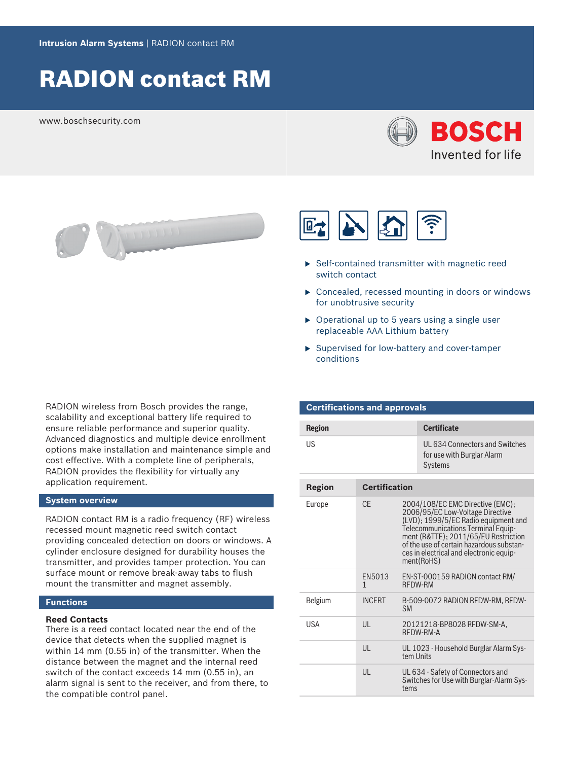**Intrusion Alarm Systems** | RADION contact RM

# RADION contact RM

www.boschsecurity.com

- Self-contained transmitter with magnetic reed switch contact
- Concealed, recessed mounting in doors or windows for unobtrusive security
- Operational up to 5 years using a single user replaceable AAA Lithium battery
- Supervised for low-battery and cover-tamper conditions

RADION wireless from Bosch provides the range, scalability and exceptional battery life required to ensure reliable performance and superior quality. Advanced diagnostics and multiple device enrollment options make installation and maintenance simple and cost effective. With a complete line of peripherals, RADION provides the flexibility for virtually any application requirement.

## System overview

RADION contact RM is a radio frequency (RF) wireless recessed mount magnetic reed switch contact providing concealed detection on doors or windows. A cylinder enclosure designed for durability houses the transmitter, and provides tamper protection. You can surface mount or remove break-away tabs to flush mount the transmitter and magnet assembly.

## Functions

**Reed Contacts**

There is a reed contact located near the end of the device that detects when the supplied magnet is within 14 mm (0.55 in) of the transmitter. When the distance between the magnet and the internal reed switch of the contact exceeds 14 mm (0.55 in), an alarm signal is sent to the receiver, and from there, to the compatible control panel.

## Certifications and approvals

| Region | Certificate |
| --- | --- |
| US | UL 634 Connectors and Switches for use with Burglar Alarm Systems |

| Region | Certification | |
| --- | --- | --- |
| Europe | CE | 2004/108/EC EMC Directive (EMC); 2006/95/EC Low-Voltage Directive (LVD); 1999/5/EC Radio equipment and Telecommunications Terminal Equipment (R&TTE); 2011/65/EU Restriction of the use of certain hazardous substances in electrical and electronic equipment(RoHS) |
| | EN50131 | EN-ST-000159 RADION contact RM/RFDW-RM |
| Belgium | INCERT | B-509-0072 RADION RFDW-RM, RFDW-SM |
| USA | UL | 20121218-BP8028 RFDW-SM-A, RFDW-RM-A |
| | UL | UL 1023 - Household Burglar Alarm System Units |
| | UL | UL 634 - Safety of Connectors and Switches for Use with Burglar-Alarm Systems |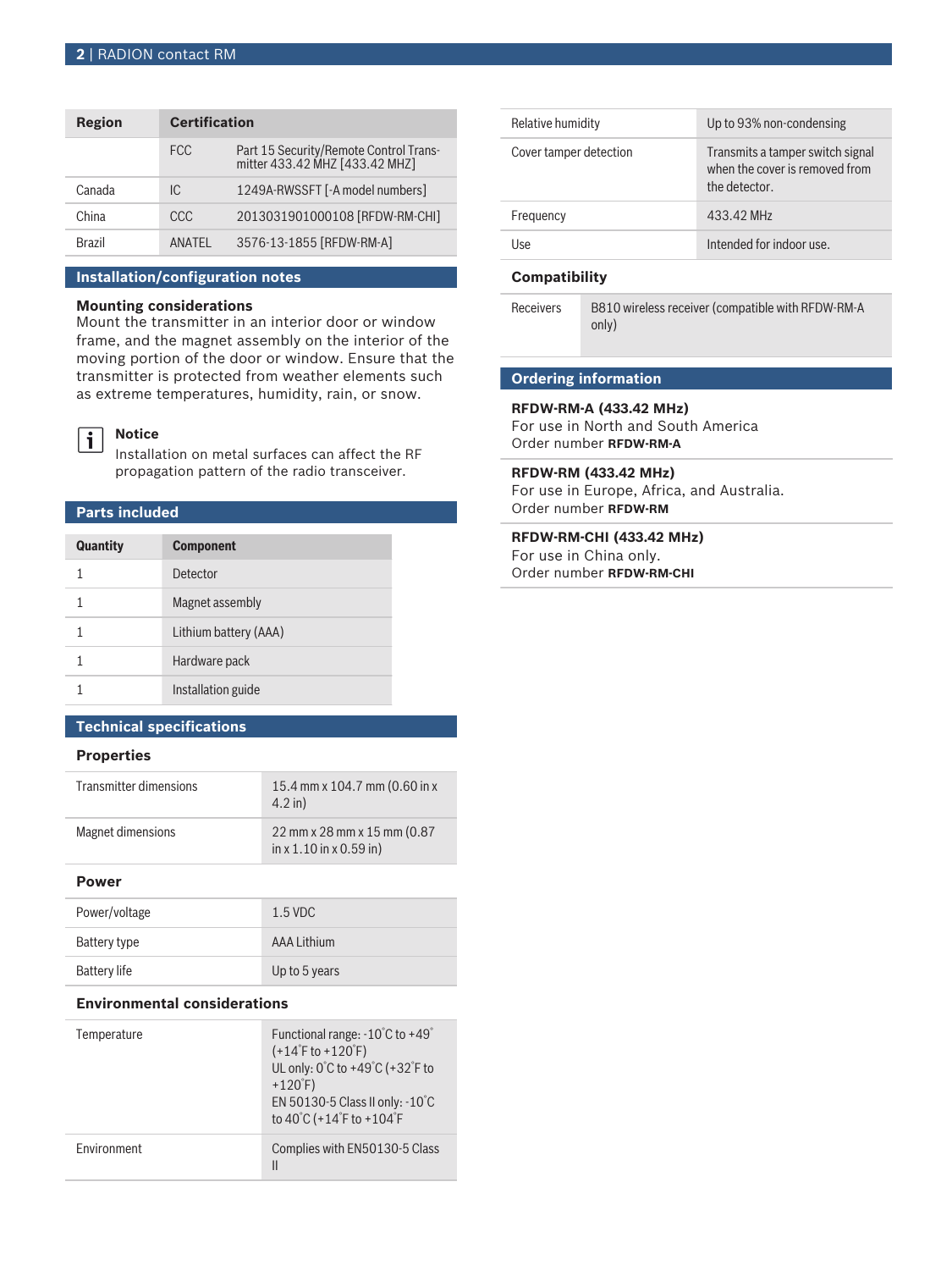| Region | Certification | |
| --- | --- | --- |
| | FCC | Part 15 Security/Remote Control Transmitter 433.42 MHZ [433.42 MHZ] |
| Canada | IC | 1249A-RWSSFT [-A model numbers] |
| China | CCC | 2013031901000108 [RFDW-RM-CHI] |
| Brazil | ANATEL | 3576-13-1855 [RFDW-RM-A] |

## Installation/configuration notes

### Mounting considerations

Mount the transmitter in an interior door or window frame, and the magnet assembly on the interior of the moving portion of the door or window. Ensure that the transmitter is protected from weather elements such as extreme temperatures, humidity, rain, or snow.

**Notice**
Installation on metal surfaces can affect the RF propagation pattern of the radio transceiver.

## Parts included

| Quantity | Component |
| --- | --- |
| 1 | Detector |
| 1 | Magnet assembly |
| 1 | Lithium battery (AAA) |
| 1 | Hardware pack |
| 1 | Installation guide |

## Technical specifications

### Properties

| | |
| --- | --- |
| Transmitter dimensions | 15.4 mm x 104.7 mm (0.60 in x 4.2 in) |
| Magnet dimensions | 22 mm x 28 mm x 15 mm (0.87 in x 1.10 in x 0.59 in) |

### Power

| | |
| --- | --- |
| Power/voltage | 1.5 VDC |
| Battery type | AAA Lithium |
| Battery life | Up to 5 years |

### Environmental considerations

| | |
| --- | --- |
| Temperature | Functional range: -10°C to +49° (+14°F to +120°F)<br>UL only: 0°C to +49°C (+32°F to +120°F)<br>EN 50130-5 Class II only: -10°C to 40°C (+14°F to +104°F |
| Environment | Complies with EN50130-5 Class II |
| Relative humidity | Up to 93% non-condensing |
| Cover tamper detection | Transmits a tamper switch signal when the cover is removed from the detector. |
| Frequency | 433.42 MHz |
| Use | Intended for indoor use. |

### Compatibility

| | |
| --- | --- |
| Receivers | B810 wireless receiver (compatible with RFDW-RM-A only) |

## Ordering information

**RFDW-RM-A (433.42 MHz)**
For use in North and South America
Order number **RFDW-RM-A**

**RFDW-RM (433.42 MHz)**
For use in Europe, Africa, and Australia.
Order number **RFDW-RM**

**RFDW-RM-CHI (433.42 MHz)**
For use in China only.
Order number **RFDW-RM-CHI**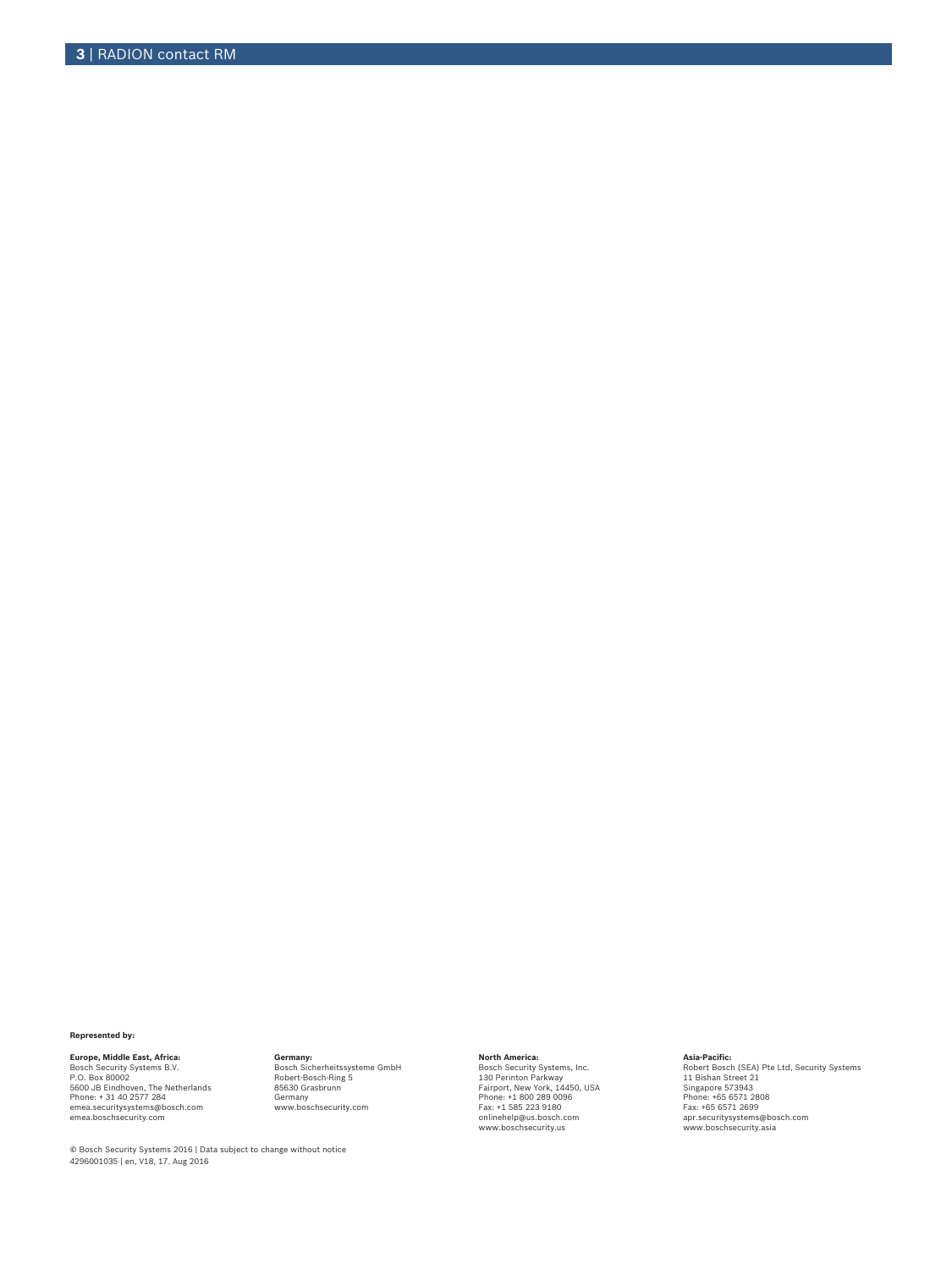**Represented by:**

**Europe, Middle East, Africa:**
Bosch Security Systems B.V.
P.O. Box 80002
5600 JB Eindhoven, The Netherlands
Phone: + 31 40 2577 284
emea.securitysystems@bosch.com
emea.boschsecurity.com

**Germany:**
Bosch Sicherheitssysteme GmbH
Robert-Bosch-Ring 5
85630 Grasbrunn
Germany
www.boschsecurity.com

**North America:**
Bosch Security Systems, Inc.
130 Perinton Parkway
Fairport, New York, 14450, USA
Phone: +1 800 289 0096
Fax: +1 585 223 9180
onlinehelp@us.bosch.com
www.boschsecurity.us

**Asia-Pacific:**
Robert Bosch (SEA) Pte Ltd, Security Systems
11 Bishan Street 21
Singapore 573943
Phone: +65 6571 2808
Fax: +65 6571 2699
apr.securitysystems@bosch.com
www.boschsecurity.asia

© Bosch Security Systems 2016 | Data subject to change without notice
4296001035 | en, V18, 17. Aug 2016